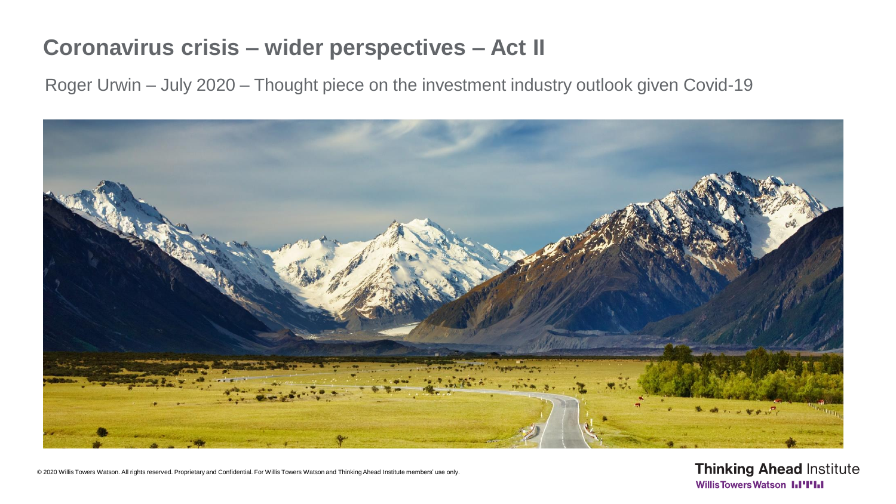# Coronavirus crisis – wider perspectives – Act II

Roger Urwin – July 2020 – Thought piece on the investment industry outlook given Covid-19

© 2020 Willis Towers Watson. All rights reserved. Proprietary and Confidential. For Willis Towers Watson and Thinking Ahead Institute members' use only.

Thinking Ahead Institute
Willis Towers Watson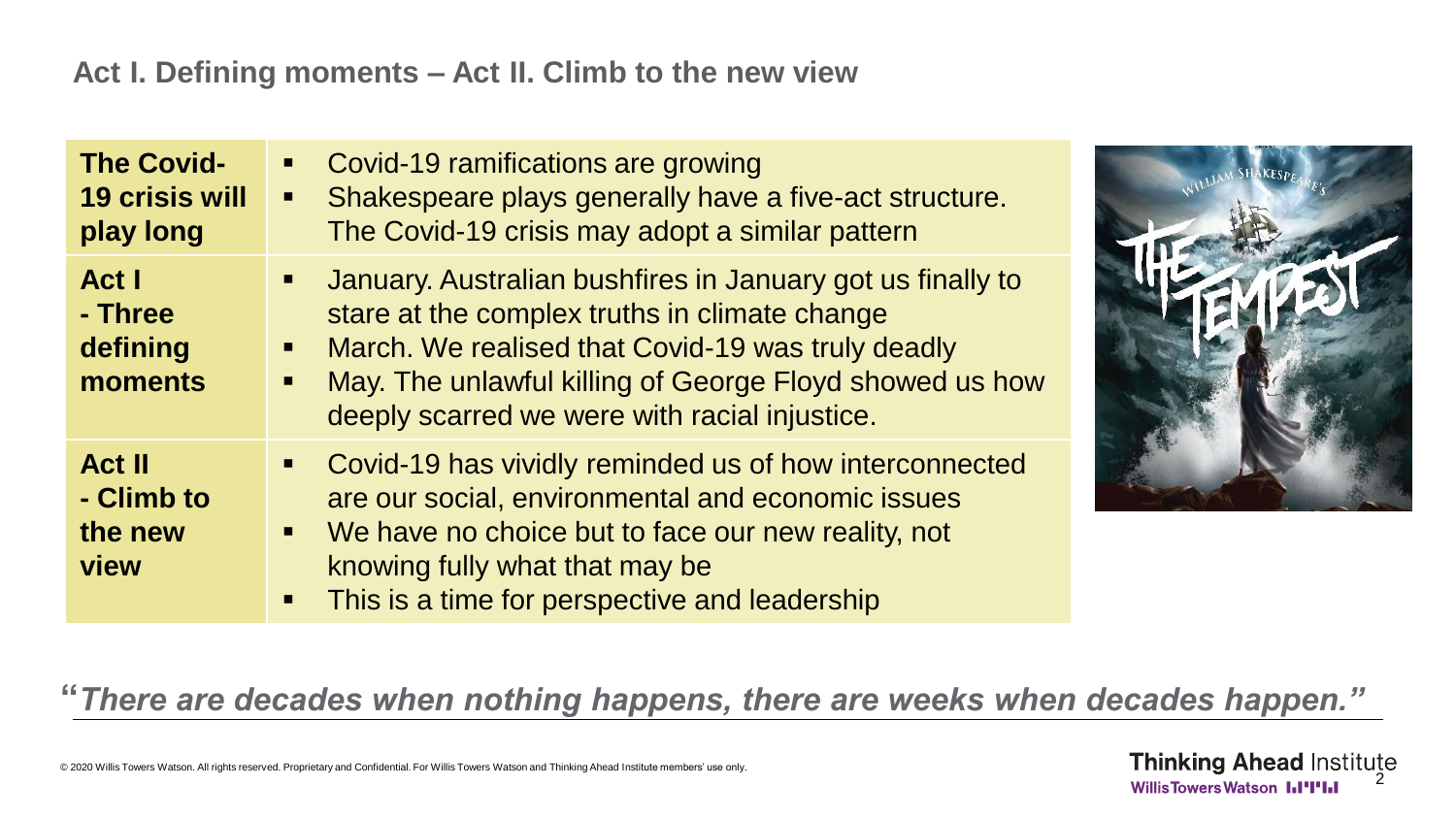## Act I. Defining moments – Act II. Climb to the new view

| | |
|---|---|
| **The Covid-19 crisis will play long** | ▪ Covid-19 ramifications are growing<br>▪ Shakespeare plays generally have a five-act structure. The Covid-19 crisis may adopt a similar pattern |
| **Act I - Three defining moments** | ▪ January. Australian bushfires in January got us finally to stare at the complex truths in climate change<br>▪ March. We realised that Covid-19 was truly deadly<br>▪ May. The unlawful killing of George Floyd showed us how deeply scarred we were with racial injustice. |
| **Act II - Climb to the new view** | ▪ Covid-19 has vividly reminded us of how interconnected are our social, environmental and economic issues<br>▪ We have no choice but to face our new reality, not knowing fully what that may be<br>▪ This is a time for perspective and leadership |

***"There are decades when nothing happens, there are weeks when decades happen."***

© 2020 Willis Towers Watson. All rights reserved. Proprietary and Confidential. For Willis Towers Watson and Thinking Ahead Institute members' use only.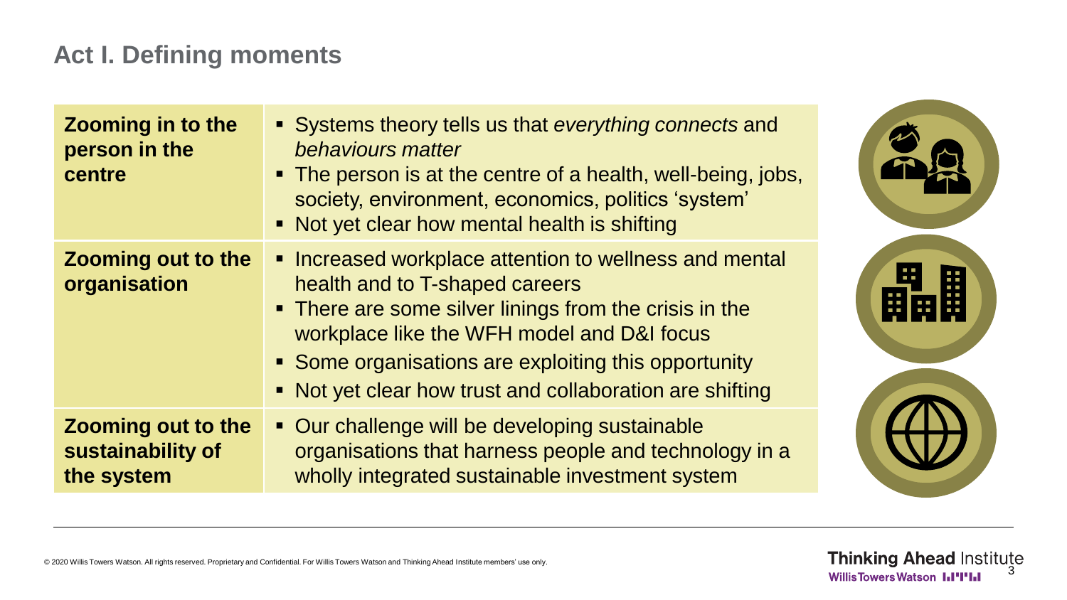## Act I. Defining moments

| | |
|---|---|
| **Zooming in to the person in the centre** | ▪ Systems theory tells us that *everything connects* and *behaviours matter*<br>▪ The person is at the centre of a health, well-being, jobs, society, environment, economics, politics 'system'<br>▪ Not yet clear how mental health is shifting |
| **Zooming out to the organisation** | ▪ Increased workplace attention to wellness and mental health and to T-shaped careers<br>▪ There are some silver linings from the crisis in the workplace like the WFH model and D&I focus<br>▪ Some organisations are exploiting this opportunity<br>▪ Not yet clear how trust and collaboration are shifting |
| **Zooming out to the sustainability of the system** | ▪ Our challenge will be developing sustainable organisations that harness people and technology in a wholly integrated sustainable investment system |

© 2020 Willis Towers Watson. All rights reserved. Proprietary and Confidential. For Willis Towers Watson and Thinking Ahead Institute members' use only.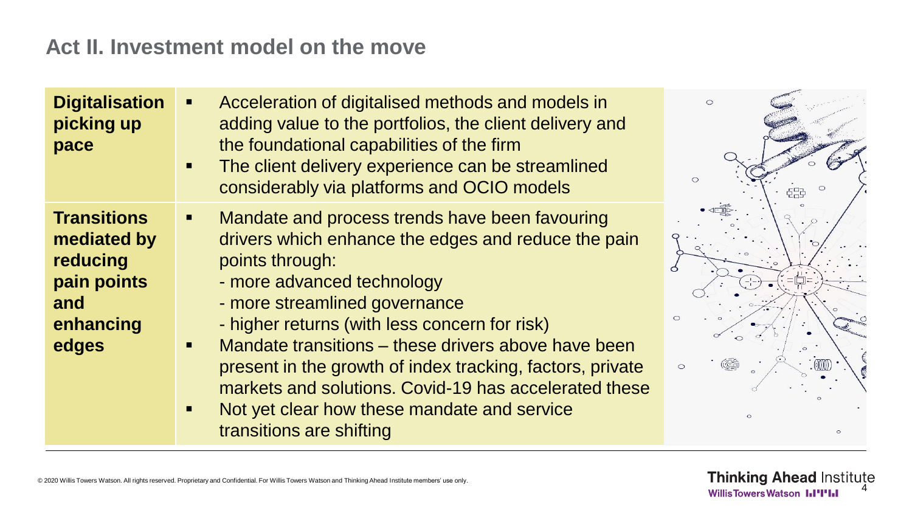## Act II. Investment model on the move

| | |
|---|---|
| **Digitalisation picking up pace** | ▪ Acceleration of digitalised methods and models in adding value to the portfolios, the client delivery and the foundational capabilities of the firm<br>▪ The client delivery experience can be streamlined considerably via platforms and OCIO models |
| **Transitions mediated by reducing pain points and enhancing edges** | ▪ Mandate and process trends have been favouring drivers which enhance the edges and reduce the pain points through:<br>- more advanced technology<br>- more streamlined governance<br>- higher returns (with less concern for risk)<br>▪ Mandate transitions – these drivers above have been present in the growth of index tracking, factors, private markets and solutions. Covid-19 has accelerated these<br>▪ Not yet clear how these mandate and service transitions are shifting |

© 2020 Willis Towers Watson. All rights reserved. Proprietary and Confidential. For Willis Towers Watson and Thinking Ahead Institute members' use only.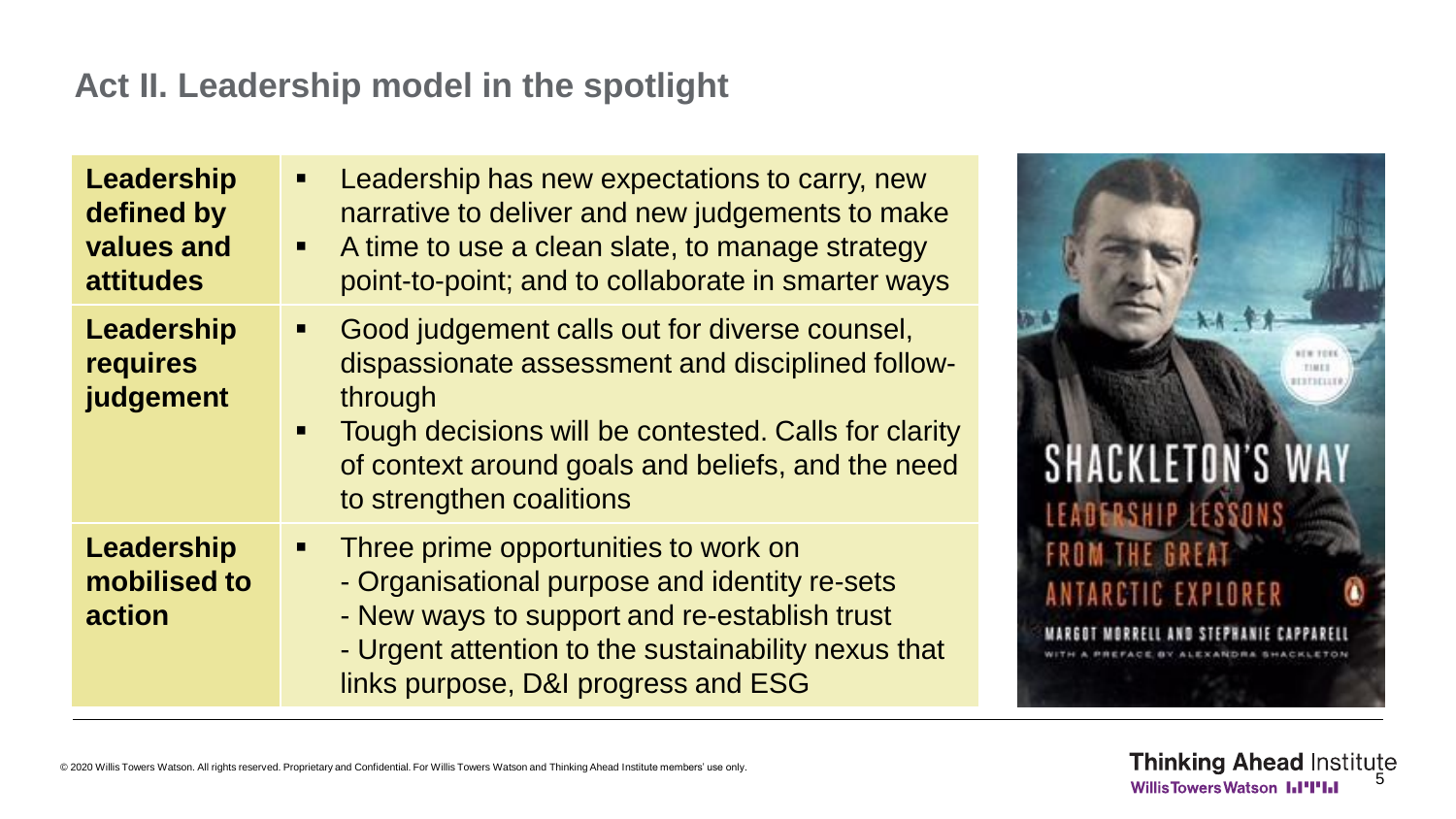## Act II. Leadership model in the spotlight

| | |
|---|---|
| **Leadership defined by values and attitudes** | ▪ Leadership has new expectations to carry, new narrative to deliver and new judgements to make<br>▪ A time to use a clean slate, to manage strategy point-to-point; and to collaborate in smarter ways |
| **Leadership requires judgement** | ▪ Good judgement calls out for diverse counsel, dispassionate assessment and disciplined follow-through<br>▪ Tough decisions will be contested. Calls for clarity of context around goals and beliefs, and the need to strengthen coalitions |
| **Leadership mobilised to action** | ▪ Three prime opportunities to work on<br>- Organisational purpose and identity re-sets<br>- New ways to support and re-establish trust<br>- Urgent attention to the sustainability nexus that links purpose, D&I progress and ESG |

SHACKLETON'S WAY
LEADERSHIP LESSONS FROM THE GREAT ANTARCTIC EXPLORER
MARGOT MORRELL AND STEPHANIE CAPPARELL
WITH A PREFACE BY ALEXANDRA SHACKLETON

© 2020 Willis Towers Watson. All rights reserved. Proprietary and Confidential. For Willis Towers Watson and Thinking Ahead Institute members' use only.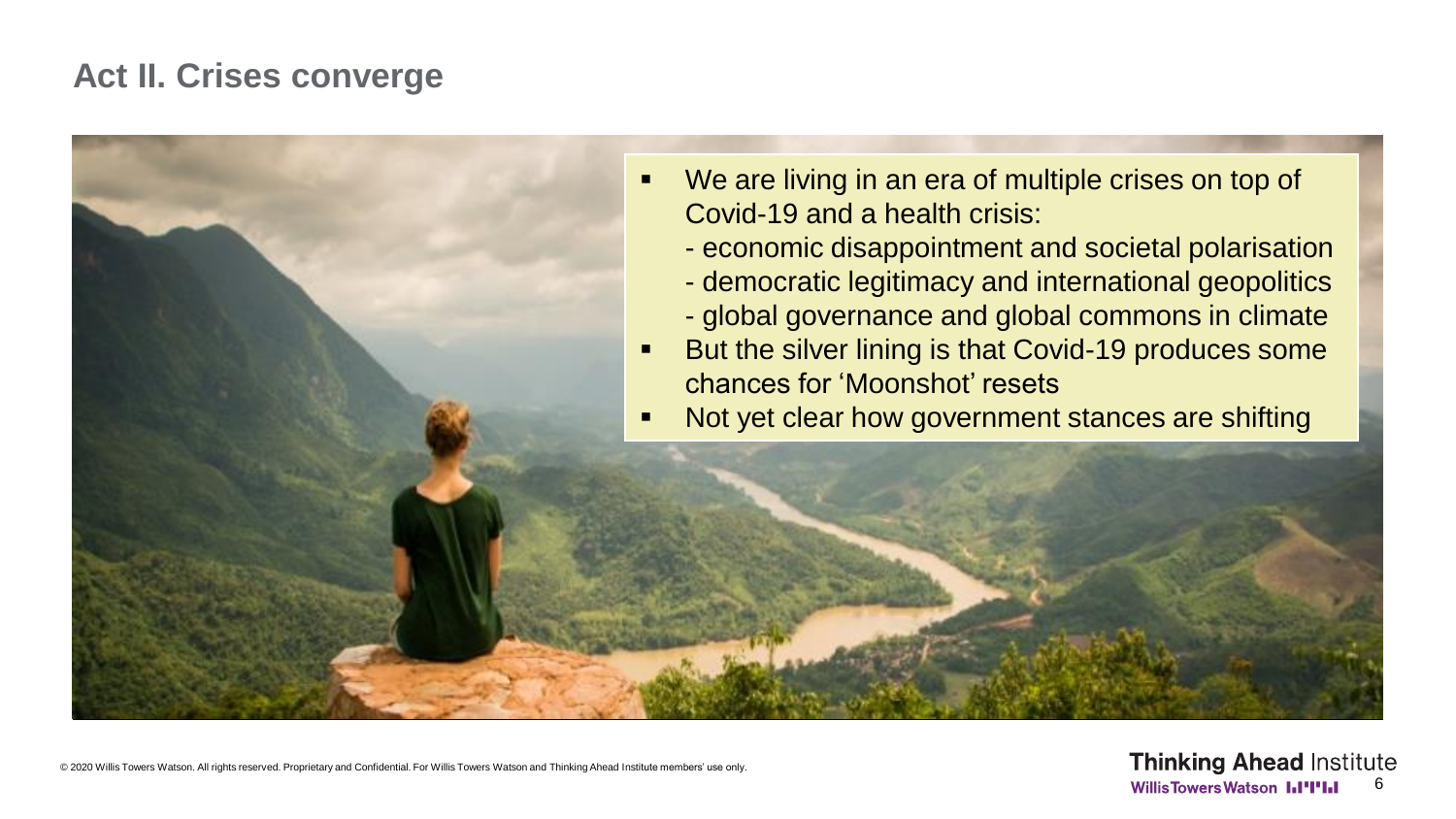## Act II. Crises converge

- We are living in an era of multiple crises on top of Covid-19 and a health crisis:
  - economic disappointment and societal polarisation
  - democratic legitimacy and international geopolitics
  - global governance and global commons in climate
- But the silver lining is that Covid-19 produces some chances for 'Moonshot' resets
- Not yet clear how government stances are shifting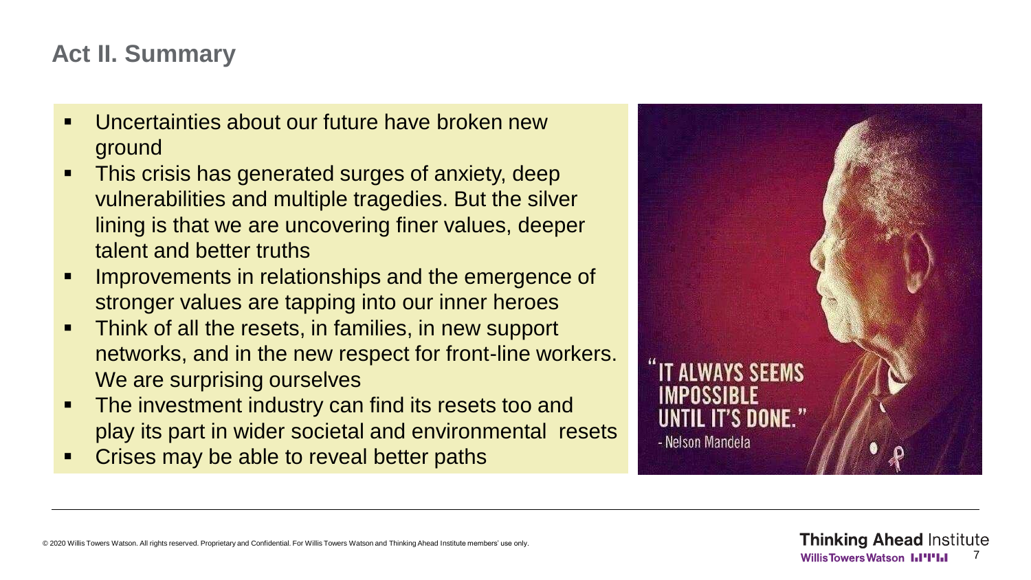## Act II. Summary

- Uncertainties about our future have broken new ground
- This crisis has generated surges of anxiety, deep vulnerabilities and multiple tragedies. But the silver lining is that we are uncovering finer values, deeper talent and better truths
- Improvements in relationships and the emergence of stronger values are tapping into our inner heroes
- Think of all the resets, in families, in new support networks, and in the new respect for front-line workers. We are surprising ourselves
- The investment industry can find its resets too and play its part in wider societal and environmental resets
- Crises may be able to reveal better paths

"IT ALWAYS SEEMS IMPOSSIBLE UNTIL IT'S DONE."
- Nelson Mandela

© 2020 Willis Towers Watson. All rights reserved. Proprietary and Confidential. For Willis Towers Watson and Thinking Ahead Institute members' use only.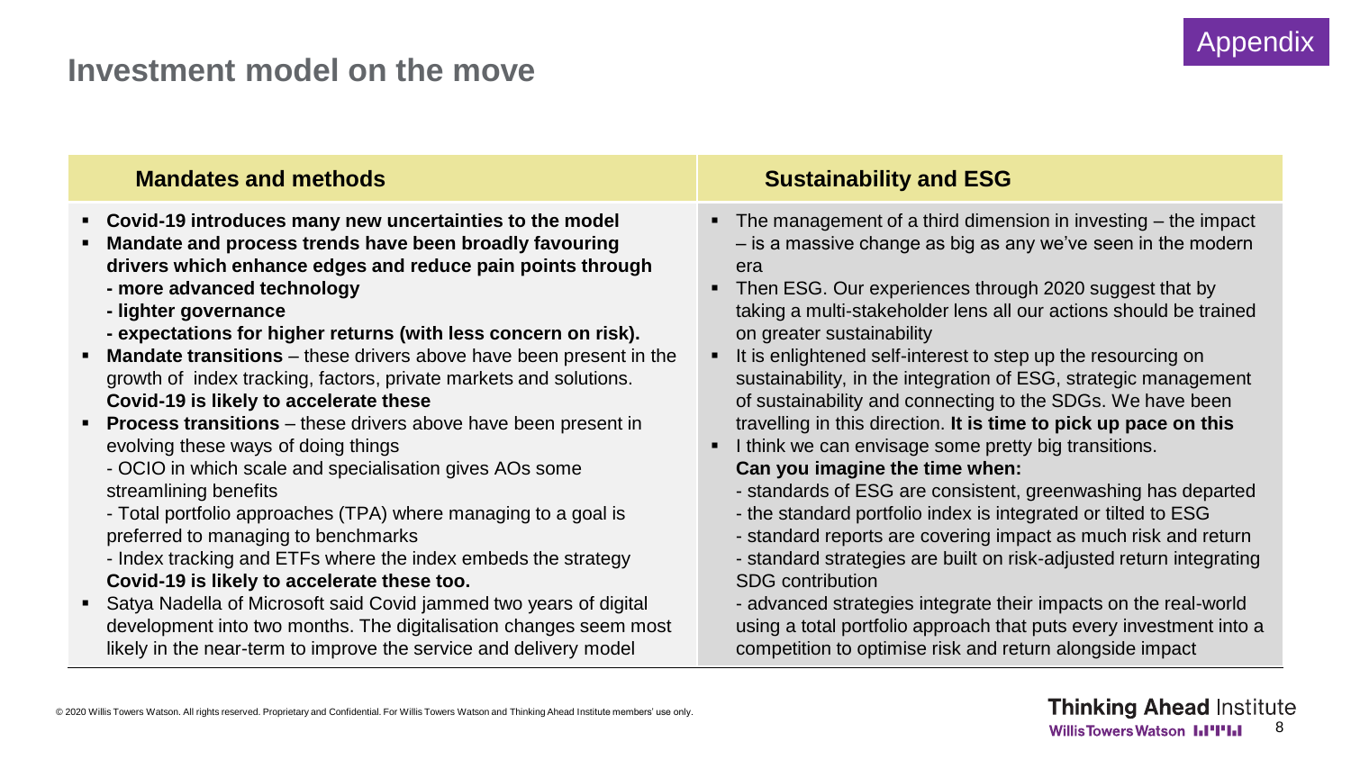## Investment model on the move

Appendix

### Mandates and methods

- **Covid-19 introduces many new uncertainties to the model**
- **Mandate and process trends have been broadly favouring drivers which enhance edges and reduce pain points through**
  **- more advanced technology**
  **- lighter governance**
  **- expectations for higher returns (with less concern on risk).**
- **Mandate transitions** – these drivers above have been present in the growth of index tracking, factors, private markets and solutions. **Covid-19 is likely to accelerate these**
- **Process transitions** – these drivers above have been present in evolving these ways of doing things
  - OCIO in which scale and specialisation gives AOs some streamlining benefits
  - Total portfolio approaches (TPA) where managing to a goal is preferred to managing to benchmarks
  - Index tracking and ETFs where the index embeds the strategy
  **Covid-19 is likely to accelerate these too.**
- Satya Nadella of Microsoft said Covid jammed two years of digital development into two months. The digitalisation changes seem most likely in the near-term to improve the service and delivery model

### Sustainability and ESG

- The management of a third dimension in investing – the impact – is a massive change as big as any we've seen in the modern era
- Then ESG. Our experiences through 2020 suggest that by taking a multi-stakeholder lens all our actions should be trained on greater sustainability
- It is enlightened self-interest to step up the resourcing on sustainability, in the integration of ESG, strategic management of sustainability and connecting to the SDGs. We have been travelling in this direction. **It is time to pick up pace on this**
- I think we can envisage some pretty big transitions.
  **Can you imagine the time when:**
  - standards of ESG are consistent, greenwashing has departed
  - the standard portfolio index is integrated or tilted to ESG
  - standard reports are covering impact as much risk and return
  - standard strategies are built on risk-adjusted return integrating SDG contribution
  - advanced strategies integrate their impacts on the real-world using a total portfolio approach that puts every investment into a competition to optimise risk and return alongside impact

© 2020 Willis Towers Watson. All rights reserved. Proprietary and Confidential. For Willis Towers Watson and Thinking Ahead Institute members' use only.

Thinking Ahead Institute
Willis Towers Watson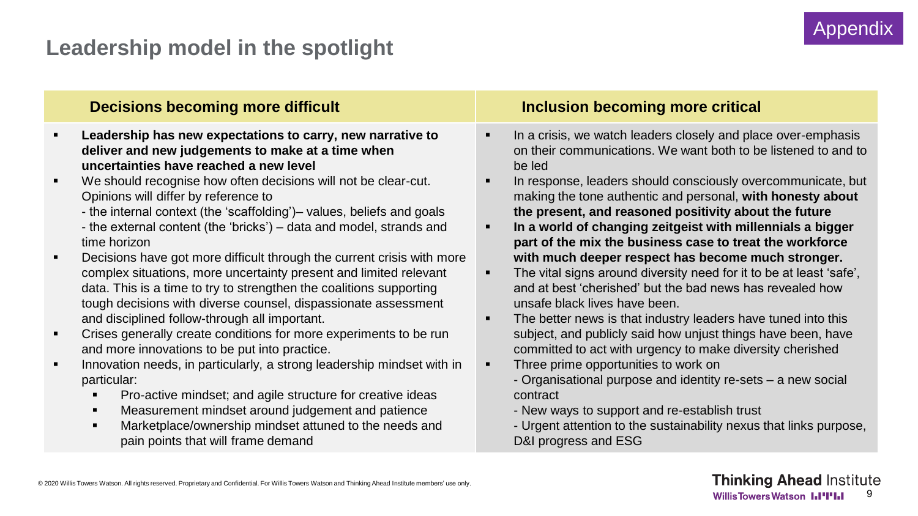## Leadership model in the spotlight

Appendix

### Decisions becoming more difficult

- **Leadership has new expectations to carry, new narrative to deliver and new judgements to make at a time when uncertainties have reached a new level**
- We should recognise how often decisions will not be clear-cut. Opinions will differ by reference to
  - the internal context (the 'scaffolding')– values, beliefs and goals
  - the external content (the 'bricks') – data and model, strands and time horizon
- Decisions have got more difficult through the current crisis with more complex situations, more uncertainty present and limited relevant data. This is a time to try to strengthen the coalitions supporting tough decisions with diverse counsel, dispassionate assessment and disciplined follow-through all important.
- Crises generally create conditions for more experiments to be run and more innovations to be put into practice.
- Innovation needs, in particularly, a strong leadership mindset with in particular:
  - Pro-active mindset; and agile structure for creative ideas
  - Measurement mindset around judgement and patience
  - Marketplace/ownership mindset attuned to the needs and pain points that will frame demand

### Inclusion becoming more critical

- In a crisis, we watch leaders closely and place over-emphasis on their communications. We want both to be listened to and to be led
- In response, leaders should consciously overcommunicate, but making the tone authentic and personal, **with honesty about the present, and reasoned positivity about the future**
- **In a world of changing zeitgeist with millennials a bigger part of the mix the business case to treat the workforce with much deeper respect has become much stronger.**
- The vital signs around diversity need for it to be at least 'safe', and at best 'cherished' but the bad news has revealed how unsafe black lives have been.
- The better news is that industry leaders have tuned into this subject, and publicly said how unjust things have been, have committed to act with urgency to make diversity cherished
- Three prime opportunities to work on
  - Organisational purpose and identity re-sets – a new social contract
  - New ways to support and re-establish trust
  - Urgent attention to the sustainability nexus that links purpose, D&I progress and ESG

© 2020 Willis Towers Watson. All rights reserved. Proprietary and Confidential. For Willis Towers Watson and Thinking Ahead Institute members' use only.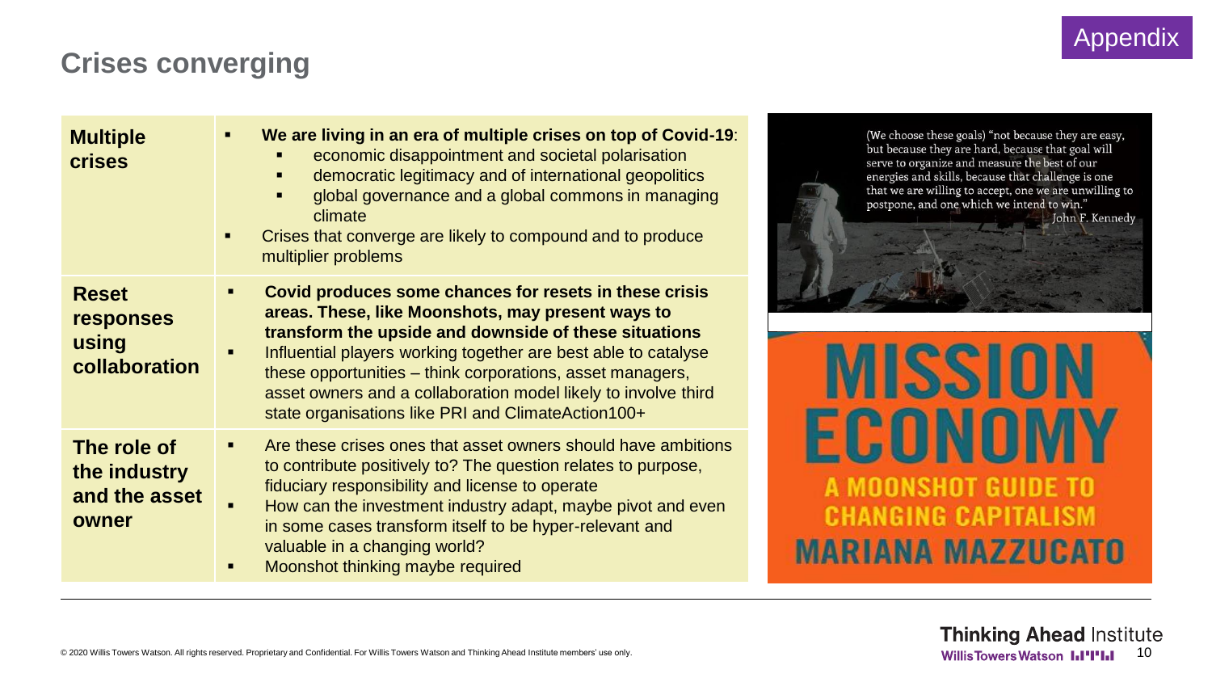## Crises converging

Appendix

| | |
|---|---|
| **Multiple crises** | ▪ **We are living in an era of multiple crises on top of Covid-19**: <br> ▪ economic disappointment and societal polarisation <br> ▪ democratic legitimacy and of international geopolitics <br> ▪ global governance and a global commons in managing climate <br> ▪ Crises that converge are likely to compound and to produce multiplier problems |
| **Reset responses using collaboration** | ▪ **Covid produces some chances for resets in these crisis areas. These, like Moonshots, may present ways to transform the upside and downside of these situations** <br> ▪ Influential players working together are best able to catalyse these opportunities – think corporations, asset managers, asset owners and a collaboration model likely to involve third state organisations like PRI and ClimateAction100+ |
| **The role of the industry and the asset owner** | ▪ Are these crises ones that asset owners should have ambitions to contribute positively to? The question relates to purpose, fiduciary responsibility and license to operate <br> ▪ How can the investment industry adapt, maybe pivot and even in some cases transform itself to be hyper-relevant and valuable in a changing world? <br> ▪ Moonshot thinking maybe required |

(We choose these goals) "not because they are easy, but because they are hard, because that goal will serve to organize and measure the best of our energies and skills, because that challenge is one that we are willing to accept, one we are unwilling to postpone, and one which we intend to win."
John F. Kennedy

MISSION ECONOMY
A MOONSHOT GUIDE TO CHANGING CAPITALISM
MARIANA MAZZUCATO

© 2020 Willis Towers Watson. All rights reserved. Proprietary and Confidential. For Willis Towers Watson and Thinking Ahead Institute members' use only.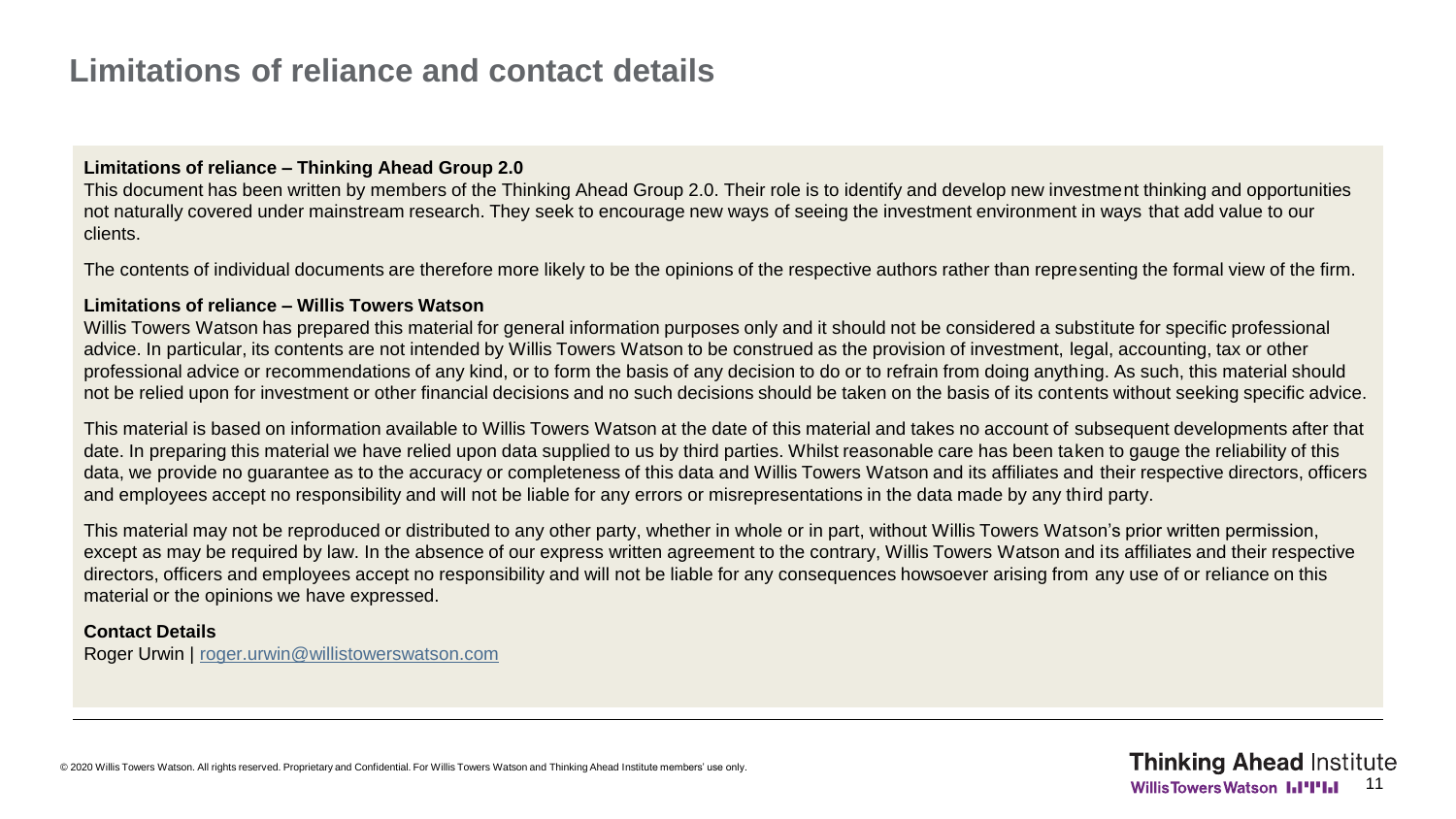# Limitations of reliance and contact details

**Limitations of reliance – Thinking Ahead Group 2.0**

This document has been written by members of the Thinking Ahead Group 2.0. Their role is to identify and develop new investment thinking and opportunities not naturally covered under mainstream research. They seek to encourage new ways of seeing the investment environment in ways that add value to our clients.

The contents of individual documents are therefore more likely to be the opinions of the respective authors rather than representing the formal view of the firm.

**Limitations of reliance – Willis Towers Watson**

Willis Towers Watson has prepared this material for general information purposes only and it should not be considered a substitute for specific professional advice. In particular, its contents are not intended by Willis Towers Watson to be construed as the provision of investment, legal, accounting, tax or other professional advice or recommendations of any kind, or to form the basis of any decision to do or to refrain from doing anything. As such, this material should not be relied upon for investment or other financial decisions and no such decisions should be taken on the basis of its contents without seeking specific advice.

This material is based on information available to Willis Towers Watson at the date of this material and takes no account of subsequent developments after that date. In preparing this material we have relied upon data supplied to us by third parties. Whilst reasonable care has been taken to gauge the reliability of this data, we provide no guarantee as to the accuracy or completeness of this data and Willis Towers Watson and its affiliates and their respective directors, officers and employees accept no responsibility and will not be liable for any errors or misrepresentations in the data made by any third party.

This material may not be reproduced or distributed to any other party, whether in whole or in part, without Willis Towers Watson's prior written permission, except as may be required by law. In the absence of our express written agreement to the contrary, Willis Towers Watson and its affiliates and their respective directors, officers and employees accept no responsibility and will not be liable for any consequences howsoever arising from any use of or reliance on this material or the opinions we have expressed.

**Contact Details**

Roger Urwin | roger.urwin@willistowerswatson.com

© 2020 Willis Towers Watson. All rights reserved. Proprietary and Confidential. For Willis Towers Watson and Thinking Ahead Institute members' use only.